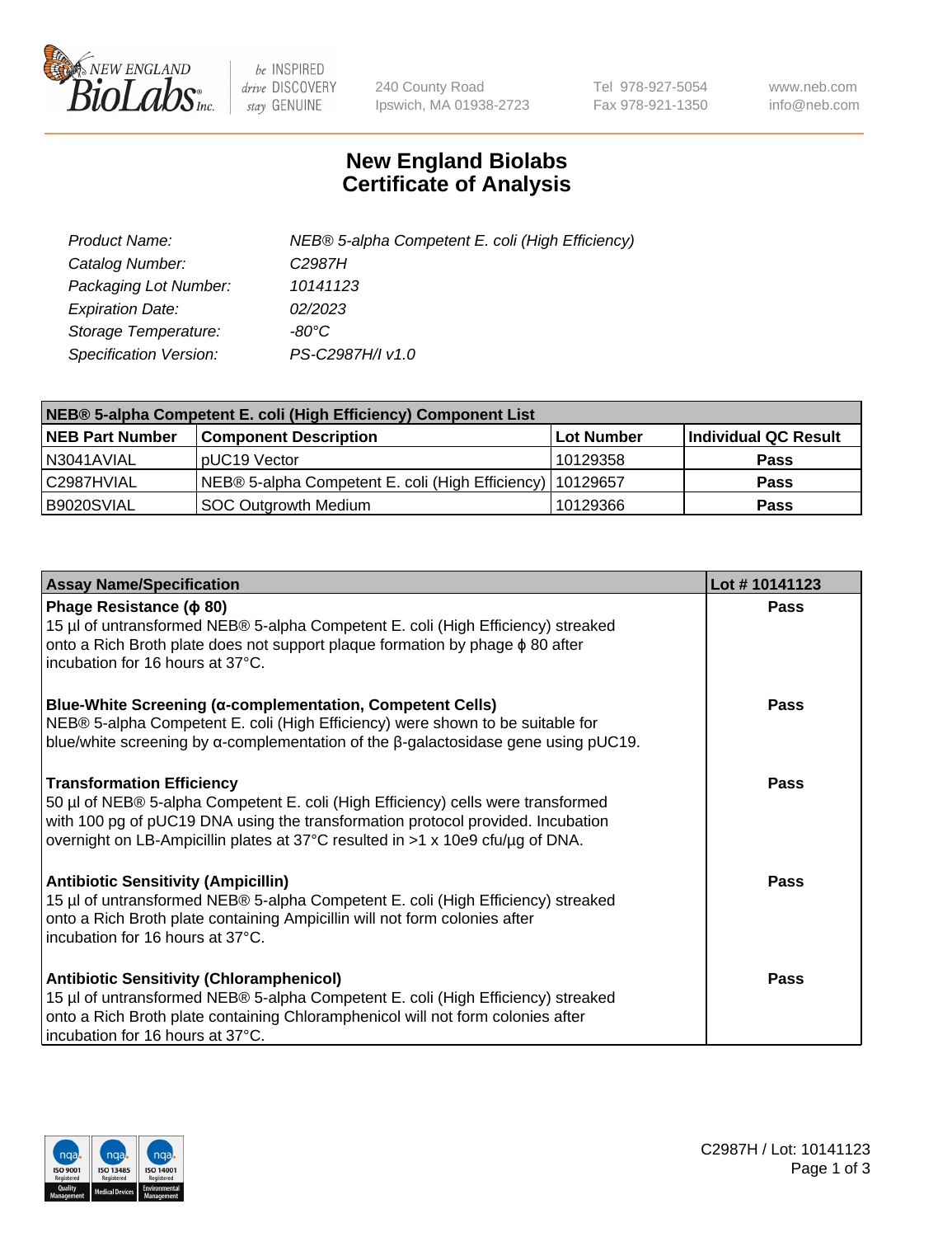# New England Biolabs Certificate of Analysis

| | |
|---|---|
| *Product Name:* | *NEB® 5-alpha Competent E. coli (High Efficiency)* |
| *Catalog Number:* | *C2987H* |
| *Packaging Lot Number:* | *10141123* |
| *Expiration Date:* | *02/2023* |
| *Storage Temperature:* | *-80°C* |
| *Specification Version:* | *PS-C2987H/I v1.0* |

| NEB® 5-alpha Competent E. coli (High Efficiency) Component List | | | |
|---|---|---|---|
| **NEB Part Number** | **Component Description** | **Lot Number** | **Individual QC Result** |
| N3041AVIAL | pUC19 Vector | 10129358 | **Pass** |
| C2987HVIAL | NEB® 5-alpha Competent E. coli (High Efficiency) | 10129657 | **Pass** |
| B9020SVIAL | SOC Outgrowth Medium | 10129366 | **Pass** |

| Assay Name/Specification | Lot # 10141123 |
|---|---|
| **Phage Resistance (ϕ 80)**<br>15 µl of untransformed NEB® 5-alpha Competent E. coli (High Efficiency) streaked onto a Rich Broth plate does not support plaque formation by phage ϕ 80 after incubation for 16 hours at 37°C. | **Pass** |
| **Blue-White Screening (α-complementation, Competent Cells)**<br>NEB® 5-alpha Competent E. coli (High Efficiency) were shown to be suitable for blue/white screening by α-complementation of the β-galactosidase gene using pUC19. | **Pass** |
| **Transformation Efficiency**<br>50 µl of NEB® 5-alpha Competent E. coli (High Efficiency) cells were transformed with 100 pg of pUC19 DNA using the transformation protocol provided. Incubation overnight on LB-Ampicillin plates at 37°C resulted in >1 x 10e9 cfu/µg of DNA. | **Pass** |
| **Antibiotic Sensitivity (Ampicillin)**<br>15 µl of untransformed NEB® 5-alpha Competent E. coli (High Efficiency) streaked onto a Rich Broth plate containing Ampicillin will not form colonies after incubation for 16 hours at 37°C. | **Pass** |
| **Antibiotic Sensitivity (Chloramphenicol)**<br>15 µl of untransformed NEB® 5-alpha Competent E. coli (High Efficiency) streaked onto a Rich Broth plate containing Chloramphenicol will not form colonies after incubation for 16 hours at 37°C. | **Pass** |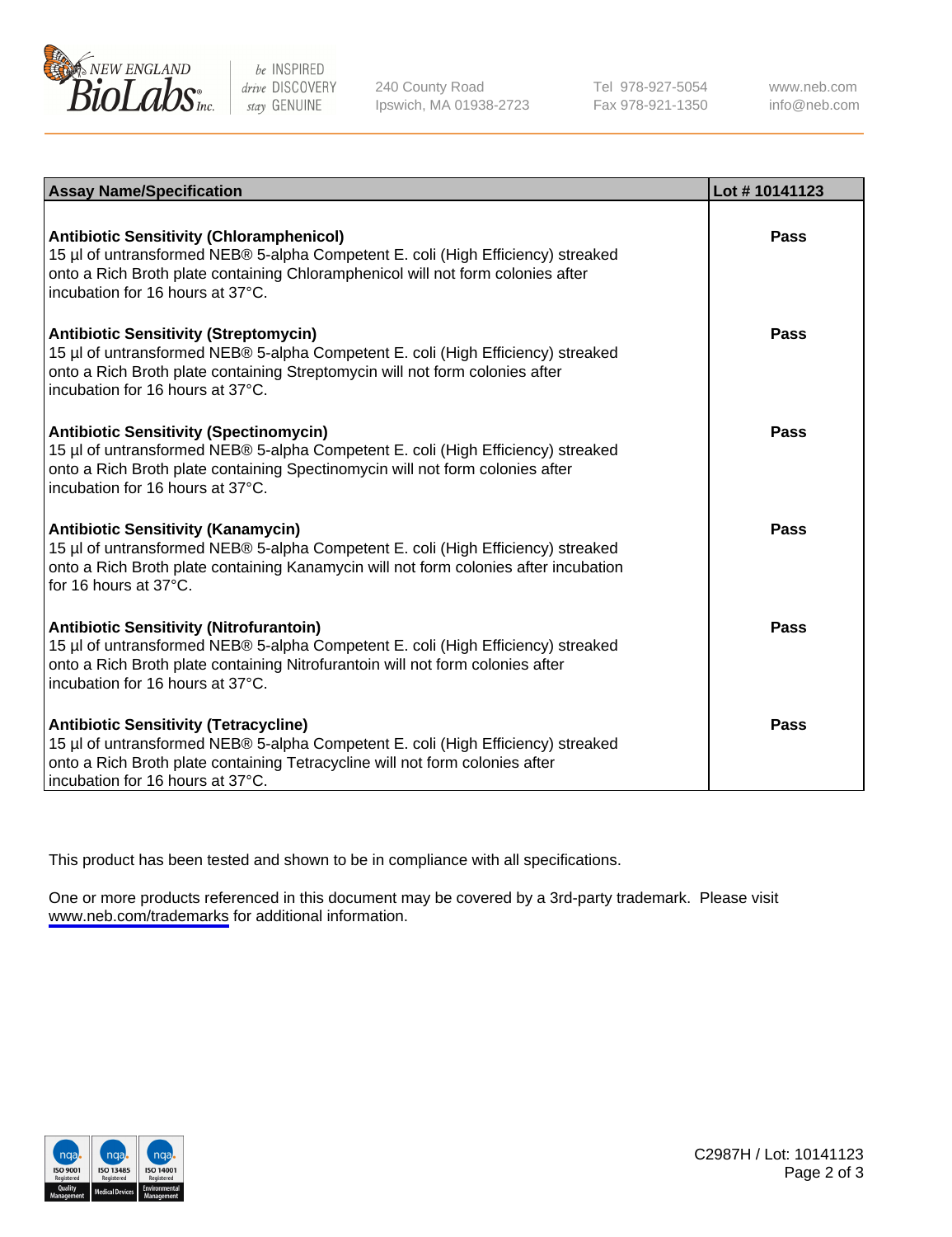| Assay Name/Specification | Lot # 10141123 |
|---|---|
| **Antibiotic Sensitivity (Chloramphenicol)**<br>15 µl of untransformed NEB® 5-alpha Competent E. coli (High Efficiency) streaked onto a Rich Broth plate containing Chloramphenicol will not form colonies after incubation for 16 hours at 37°C. | Pass |
| **Antibiotic Sensitivity (Streptomycin)**<br>15 µl of untransformed NEB® 5-alpha Competent E. coli (High Efficiency) streaked onto a Rich Broth plate containing Streptomycin will not form colonies after incubation for 16 hours at 37°C. | Pass |
| **Antibiotic Sensitivity (Spectinomycin)**<br>15 µl of untransformed NEB® 5-alpha Competent E. coli (High Efficiency) streaked onto a Rich Broth plate containing Spectinomycin will not form colonies after incubation for 16 hours at 37°C. | Pass |
| **Antibiotic Sensitivity (Kanamycin)**<br>15 µl of untransformed NEB® 5-alpha Competent E. coli (High Efficiency) streaked onto a Rich Broth plate containing Kanamycin will not form colonies after incubation for 16 hours at 37°C. | Pass |
| **Antibiotic Sensitivity (Nitrofurantoin)**<br>15 µl of untransformed NEB® 5-alpha Competent E. coli (High Efficiency) streaked onto a Rich Broth plate containing Nitrofurantoin will not form colonies after incubation for 16 hours at 37°C. | Pass |
| **Antibiotic Sensitivity (Tetracycline)**<br>15 µl of untransformed NEB® 5-alpha Competent E. coli (High Efficiency) streaked onto a Rich Broth plate containing Tetracycline will not form colonies after incubation for 16 hours at 37°C. | Pass |

This product has been tested and shown to be in compliance with all specifications.

One or more products referenced in this document may be covered by a 3rd-party trademark. Please visit www.neb.com/trademarks for additional information.

C2987H / Lot: 10141123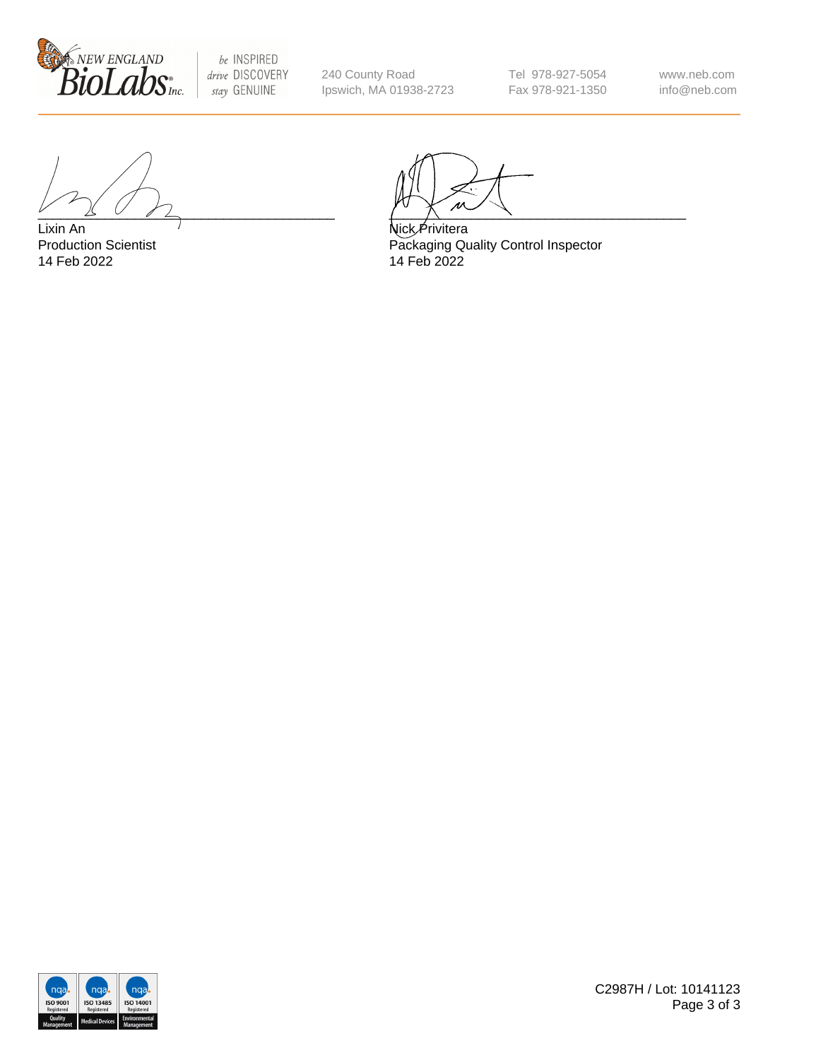Lixin An
Production Scientist
14 Feb 2022

Nick Privitera
Packaging Quality Control Inspector
14 Feb 2022

C2987H / Lot: 10141123